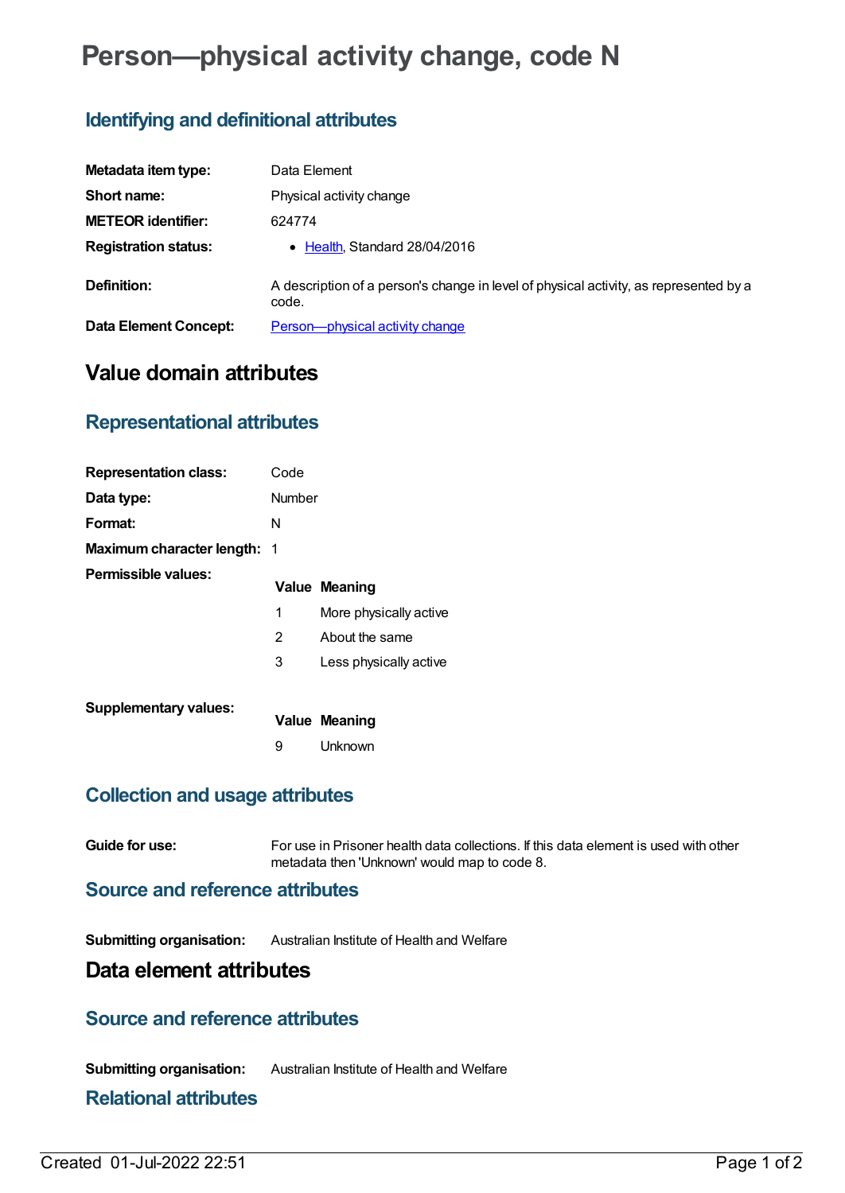# Person—physical activity change, code N

## Identifying and definitional attributes

**Metadata item type:** Data Element

**Short name:** Physical activity change

**METEOR identifier:** 624774

**Registration status:**
- Health, Standard 28/04/2016

**Definition:** A description of a person's change in level of physical activity, as represented by a code.

**Data Element Concept:** Person—physical activity change

# Value domain attributes

## Representational attributes

**Representation class:** Code

**Data type:** Number

**Format:** N

**Maximum character length:** 1

**Permissible values:**

| Value | Meaning |
| --- | --- |
| 1 | More physically active |
| 2 | About the same |
| 3 | Less physically active |

**Supplementary values:**

| Value | Meaning |
| --- | --- |
| 9 | Unknown |

## Collection and usage attributes

**Guide for use:** For use in Prisoner health data collections. If this data element is used with other metadata then 'Unknown' would map to code 8.

## Source and reference attributes

**Submitting organisation:** Australian Institute of Health and Welfare

# Data element attributes

## Source and reference attributes

**Submitting organisation:** Australian Institute of Health and Welfare

## Relational attributes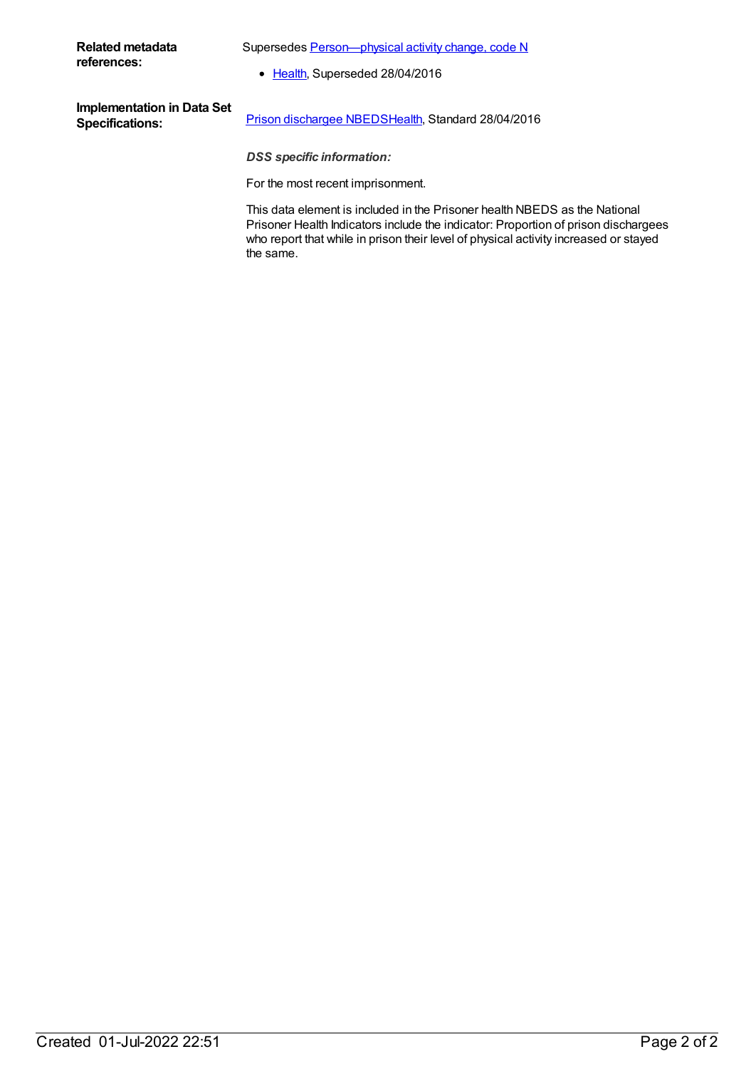**Related metadata references:**

Supersedes Person—physical activity change, code N

- Health, Superseded 28/04/2016

**Implementation in Data Set Specifications:**

Prison dischargee NBEDSHealth, Standard 28/04/2016

***DSS specific information:***

For the most recent imprisonment.

This data element is included in the Prisoner health NBEDS as the National Prisoner Health Indicators include the indicator: Proportion of prison dischargees who report that while in prison their level of physical activity increased or stayed the same.